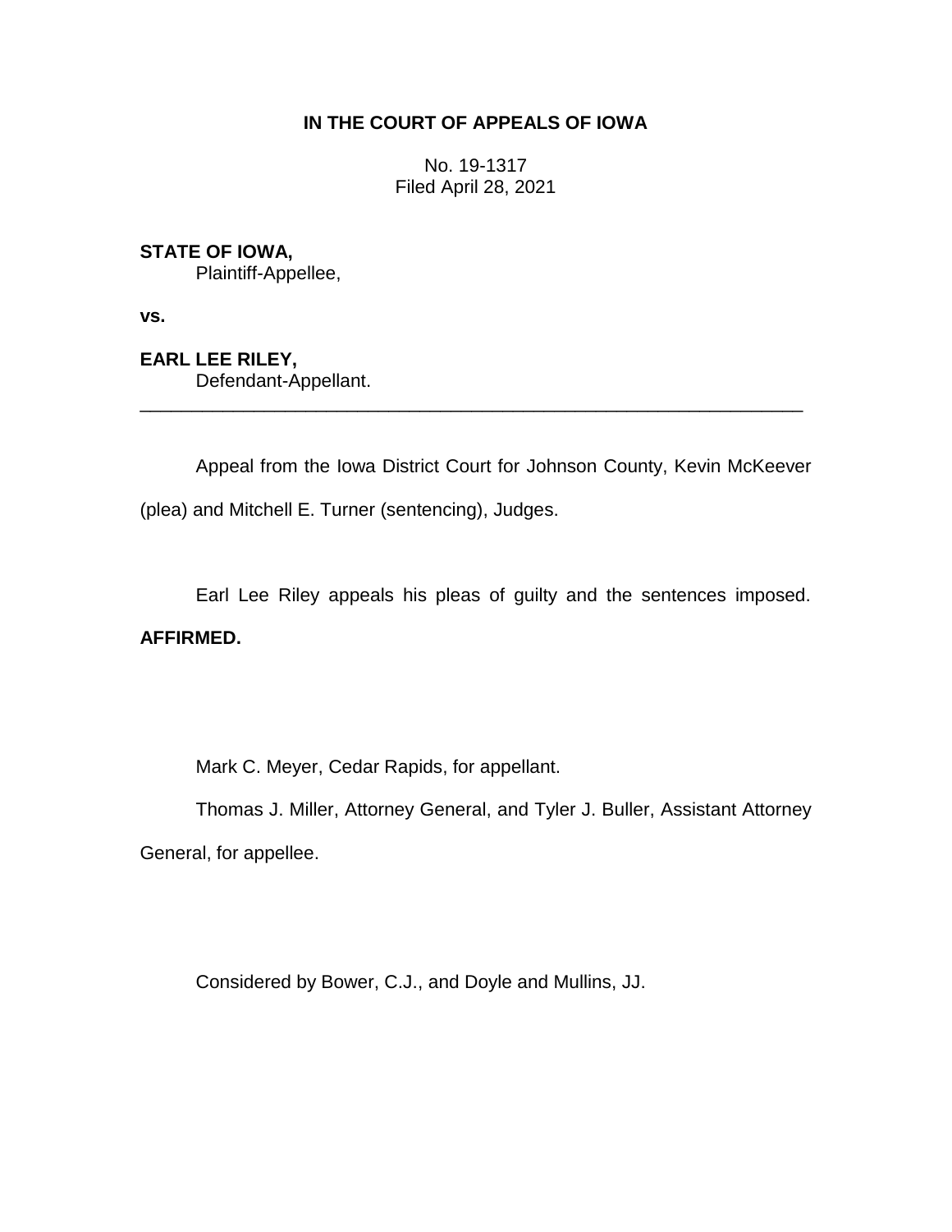**IN THE COURT OF APPEALS OF IOWA**

No. 19-1317
Filed April 28, 2021

**STATE OF IOWA,**
Plaintiff-Appellee,

**vs.**

**EARL LEE RILEY,**
Defendant-Appellant.

---

Appeal from the Iowa District Court for Johnson County, Kevin McKeever (plea) and Mitchell E. Turner (sentencing), Judges.

Earl Lee Riley appeals his pleas of guilty and the sentences imposed. **AFFIRMED.**

Mark C. Meyer, Cedar Rapids, for appellant.

Thomas J. Miller, Attorney General, and Tyler J. Buller, Assistant Attorney General, for appellee.

Considered by Bower, C.J., and Doyle and Mullins, JJ.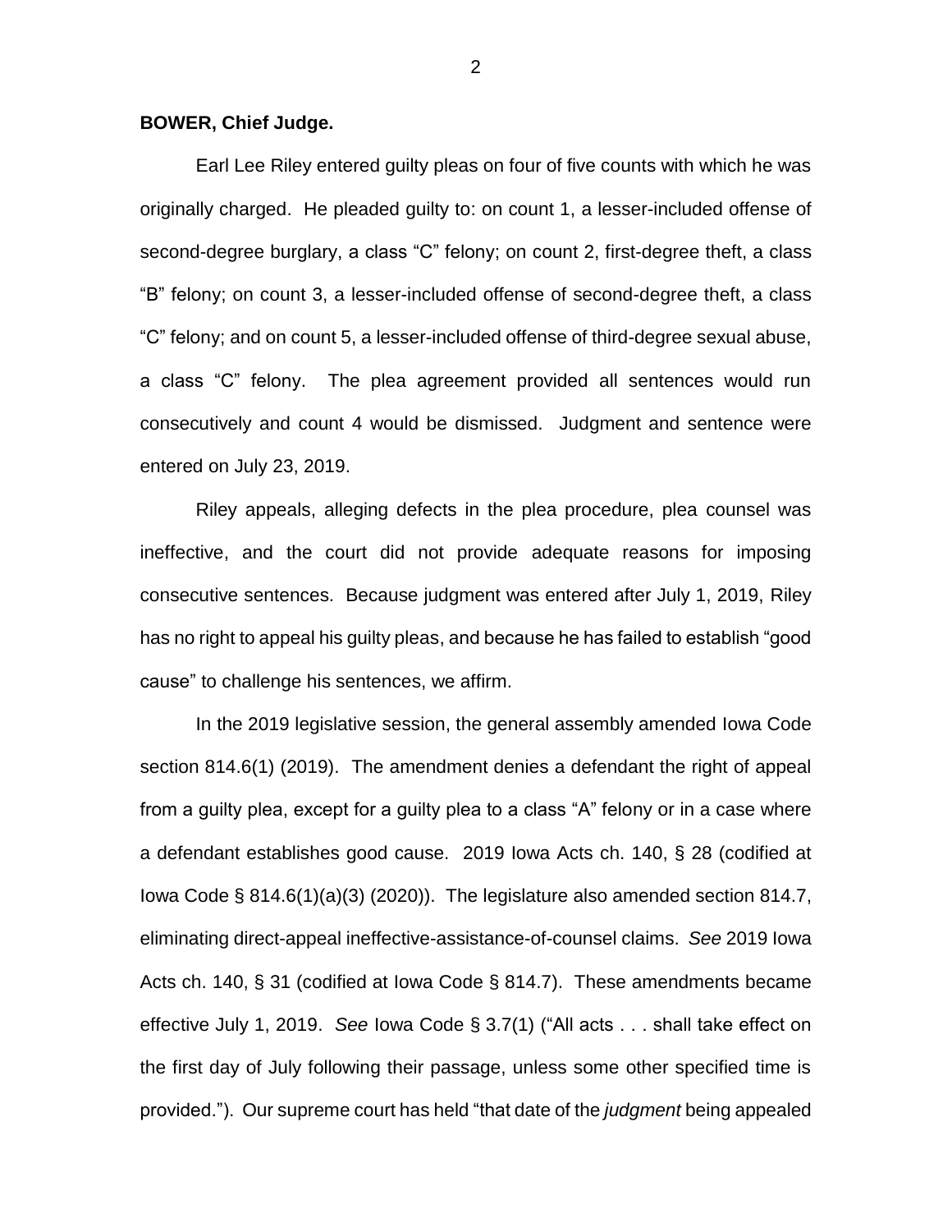**BOWER, Chief Judge.**

Earl Lee Riley entered guilty pleas on four of five counts with which he was originally charged. He pleaded guilty to: on count 1, a lesser-included offense of second-degree burglary, a class "C" felony; on count 2, first-degree theft, a class "B" felony; on count 3, a lesser-included offense of second-degree theft, a class "C" felony; and on count 5, a lesser-included offense of third-degree sexual abuse, a class "C" felony. The plea agreement provided all sentences would run consecutively and count 4 would be dismissed. Judgment and sentence were entered on July 23, 2019.

Riley appeals, alleging defects in the plea procedure, plea counsel was ineffective, and the court did not provide adequate reasons for imposing consecutive sentences. Because judgment was entered after July 1, 2019, Riley has no right to appeal his guilty pleas, and because he has failed to establish "good cause" to challenge his sentences, we affirm.

In the 2019 legislative session, the general assembly amended Iowa Code section 814.6(1) (2019). The amendment denies a defendant the right of appeal from a guilty plea, except for a guilty plea to a class "A" felony or in a case where a defendant establishes good cause. 2019 Iowa Acts ch. 140, § 28 (codified at Iowa Code § 814.6(1)(a)(3) (2020)). The legislature also amended section 814.7, eliminating direct-appeal ineffective-assistance-of-counsel claims. *See* 2019 Iowa Acts ch. 140, § 31 (codified at Iowa Code § 814.7). These amendments became effective July 1, 2019. *See* Iowa Code § 3.7(1) ("All acts . . . shall take effect on the first day of July following their passage, unless some other specified time is provided."). Our supreme court has held "that date of the *judgment* being appealed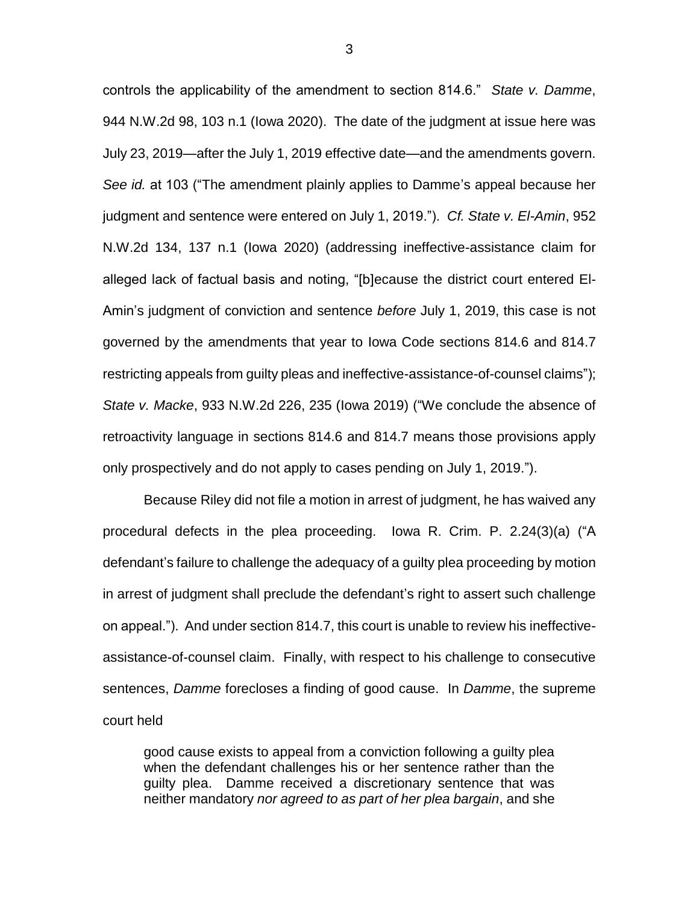controls the applicability of the amendment to section 814.6." *State v. Damme*, 944 N.W.2d 98, 103 n.1 (Iowa 2020). The date of the judgment at issue here was July 23, 2019—after the July 1, 2019 effective date—and the amendments govern. *See id.* at 103 ("The amendment plainly applies to Damme's appeal because her judgment and sentence were entered on July 1, 2019."). *Cf. State v. El-Amin*, 952 N.W.2d 134, 137 n.1 (Iowa 2020) (addressing ineffective-assistance claim for alleged lack of factual basis and noting, "[b]ecause the district court entered El-Amin's judgment of conviction and sentence *before* July 1, 2019, this case is not governed by the amendments that year to Iowa Code sections 814.6 and 814.7 restricting appeals from guilty pleas and ineffective-assistance-of-counsel claims"); *State v. Macke*, 933 N.W.2d 226, 235 (Iowa 2019) ("We conclude the absence of retroactivity language in sections 814.6 and 814.7 means those provisions apply only prospectively and do not apply to cases pending on July 1, 2019.").

Because Riley did not file a motion in arrest of judgment, he has waived any procedural defects in the plea proceeding. Iowa R. Crim. P. 2.24(3)(a) ("A defendant's failure to challenge the adequacy of a guilty plea proceeding by motion in arrest of judgment shall preclude the defendant's right to assert such challenge on appeal."). And under section 814.7, this court is unable to review his ineffective-assistance-of-counsel claim. Finally, with respect to his challenge to consecutive sentences, *Damme* forecloses a finding of good cause. In *Damme*, the supreme court held

> good cause exists to appeal from a conviction following a guilty plea when the defendant challenges his or her sentence rather than the guilty plea. Damme received a discretionary sentence that was neither mandatory *nor agreed to as part of her plea bargain*, and she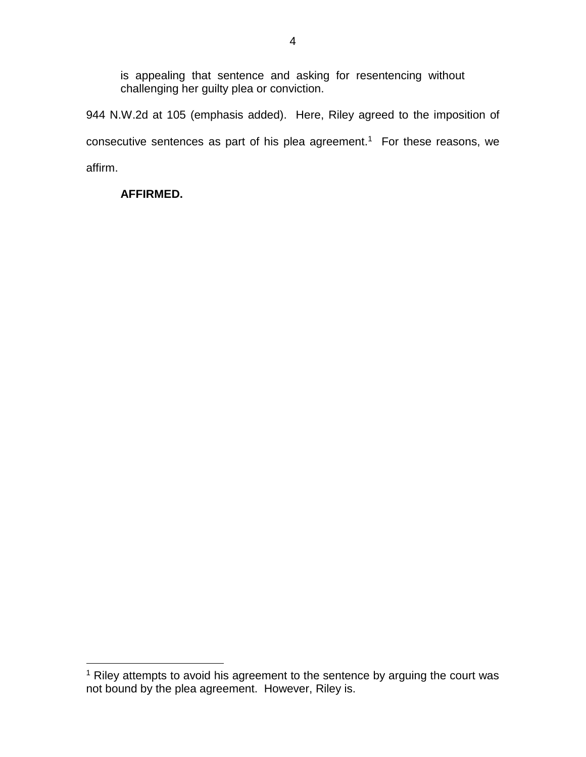> is appealing that sentence and asking for resentencing without challenging her guilty plea or conviction.

944 N.W.2d at 105 (emphasis added). Here, Riley agreed to the imposition of consecutive sentences as part of his plea agreement.[1] For these reasons, we affirm.

**AFFIRMED.**

---

[1] Riley attempts to avoid his agreement to the sentence by arguing the court was not bound by the plea agreement. However, Riley is.